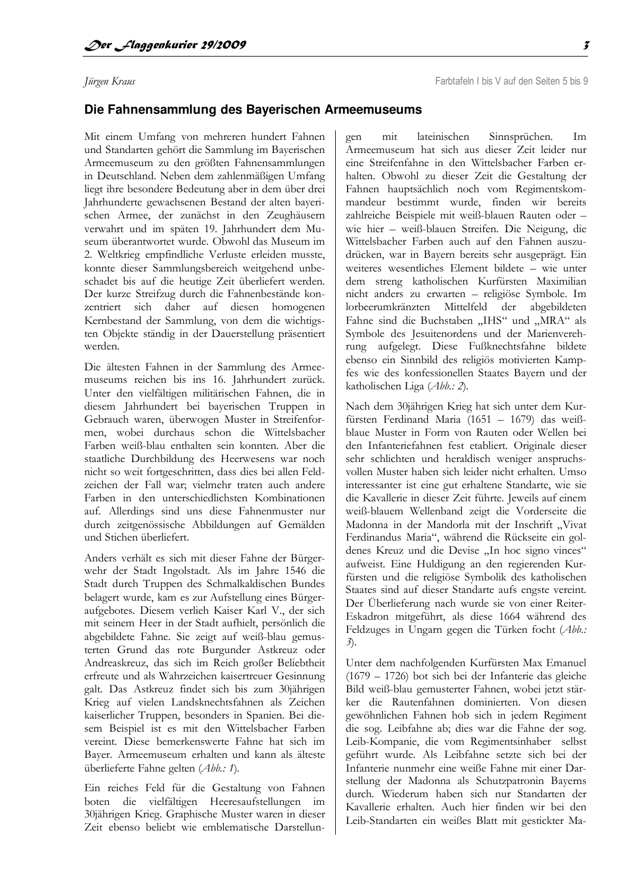Jürgen Kraus

Farbtafeln I bis V auf den Seiten 5 bis 9

## Die Fahnensammlung des Bayerischen Armeemuseums

Mit einem Umfang von mehreren hundert Fahnen und Standarten gehört die Sammlung im Bayerischen Armeemuseum zu den größten Fahnensammlungen in Deutschland. Neben dem zahlenmäßigen Umfang liegt ihre besondere Bedeutung aber in dem über drei Jahrhunderte gewachsenen Bestand der alten bayerischen Armee, der zunächst in den Zeughäusern verwahrt und im späten 19. Jahrhundert dem Museum überantwortet wurde. Obwohl das Museum im 2. Weltkrieg empfindliche Verluste erleiden musste, konnte dieser Sammlungsbereich weitgehend unbeschadet bis auf die heutige Zeit überliefert werden. Der kurze Streifzug durch die Fahnenbestände konzentriert sich daher auf diesen homogenen Kernbestand der Sammlung, von dem die wichtigsten Objekte ständig in der Dauerstellung präsentiert werden.

Die ältesten Fahnen in der Sammlung des Armeemuseums reichen bis ins 16. Jahrhundert zurück. Unter den vielfältigen militärischen Fahnen, die in diesem Jahrhundert bei bayerischen Truppen in Gebrauch waren, überwogen Muster in Streifenformen, wobei durchaus schon die Wittelsbacher Farben weiß-blau enthalten sein konnten. Aber die staatliche Durchbildung des Heerwesens war noch nicht so weit fortgeschritten, dass dies bei allen Feldzeichen der Fall war; vielmehr traten auch andere Farben in den unterschiedlichsten Kombinationen auf. Allerdings sind uns diese Fahnenmuster nur durch zeitgenössische Abbildungen auf Gemälden und Stichen überliefert.

Anders verhält es sich mit dieser Fahne der Bürgerwehr der Stadt Ingolstadt. Als im Jahre 1546 die Stadt durch Truppen des Schmalkaldischen Bundes belagert wurde, kam es zur Aufstellung eines Bürgeraufgebotes. Diesem verlieh Kaiser Karl V., der sich mit seinem Heer in der Stadt aufhielt, persönlich die abgebildete Fahne. Sie zeigt auf weiß-blau gemusterten Grund das rote Burgunder Astkreuz oder Andreaskreuz, das sich im Reich großer Beliebtheit erfreute und als Wahrzeichen kaisertreuer Gesinnung galt. Das Astkreuz findet sich bis zum 30jährigen Krieg auf vielen Landsknechtsfahnen als Zeichen kaiserlicher Truppen, besonders in Spanien. Bei diesem Beispiel ist es mit den Wittelsbacher Farben vereint. Diese bemerkenswerte Fahne hat sich im Bayer. Armeemuseum erhalten und kann als älteste überlieferte Fahne gelten (*Abb.: 1*).

Ein reiches Feld für die Gestaltung von Fahnen boten die vielfältigen Heeresaufstellungen im 30jährigen Krieg. Graphische Muster waren in dieser Zeit ebenso beliebt wie emblematische Darstellungen mit lateinischen Sinnsprüchen. Im Armeemuseum hat sich aus dieser Zeit leider nur eine Streifenfahne in den Wittelsbacher Farben erhalten. Obwohl zu dieser Zeit die Gestaltung der Fahnen hauptsächlich noch vom Regimentskommandeur bestimmt wurde, finden wir bereits zahlreiche Beispiele mit weiß-blauen Rauten oder – wie hier – weiß-blauen Streifen. Die Neigung, die Wittelsbacher Farben auch auf den Fahnen auszudrücken, war in Bayern bereits sehr ausgeprägt. Ein weiteres wesentliches Element bildete – wie unter dem streng katholischen Kurfürsten Maximilian nicht anders zu erwarten – religiöse Symbole. Im lorbeerumkränzten Mittelfeld der abgebildeten Fahne sind die Buchstaben „IHS" und „MRA" als Symbole des Jesuitenordens und der Marienverehrung aufgelegt. Diese Fußknechtsfahne bildete ebenso ein Sinnbild des religiös motivierten Kampfes wie des konfessionellen Staates Bayern und der katholischen Liga (*Abb.: 2*).

Nach dem 30jährigen Krieg hat sich unter dem Kurfürsten Ferdinand Maria (1651 – 1679) das weiß-blaue Muster in Form von Rauten oder Wellen bei den Infanteriefahnen fest etabliert. Originale dieser sehr schlichten und heraldisch weniger anspruchsvollen Muster haben sich leider nicht erhalten. Umso interessanter ist eine gut erhaltene Standarte, wie sie die Kavallerie in dieser Zeit führte. Jeweils auf einem weiß-blauem Wellenband zeigt die Vorderseite die Madonna in der Mandorla mit der Inschrift „Vivat Ferdinandus Maria", während die Rückseite ein goldenes Kreuz und die Devise „In hoc signo vinces" aufweist. Eine Huldigung an den regierenden Kurfürsten und die religiöse Symbolik des katholischen Staates sind auf dieser Standarte aufs engste vereint. Der Überlieferung nach wurde sie von einer Reiter-Eskadron mitgeführt, als diese 1664 während des Feldzuges in Ungarn gegen die Türken focht (*Abb.: 3*).

Unter dem nachfolgenden Kurfürsten Max Emanuel (1679 – 1726) bot sich bei der Infanterie das gleiche Bild weiß-blau gemusterter Fahnen, wobei jetzt stärker die Rautenfahnen dominierten. Von diesen gewöhnlichen Fahnen hob sich in jedem Regiment die sog. Leibfahne ab; dies war die Fahne der sog. Leib-Kompanie, die vom Regimentsinhaber selbst geführt wurde. Als Leibfahne setzte sich bei der Infanterie nunmehr eine weiße Fahne mit einer Darstellung der Madonna als Schutzpatronin Bayerns durch. Wiederum haben sich nur Standarten der Kavallerie erhalten. Auch hier finden wir bei den Leib-Standarten ein weißes Blatt mit gestickter Ma-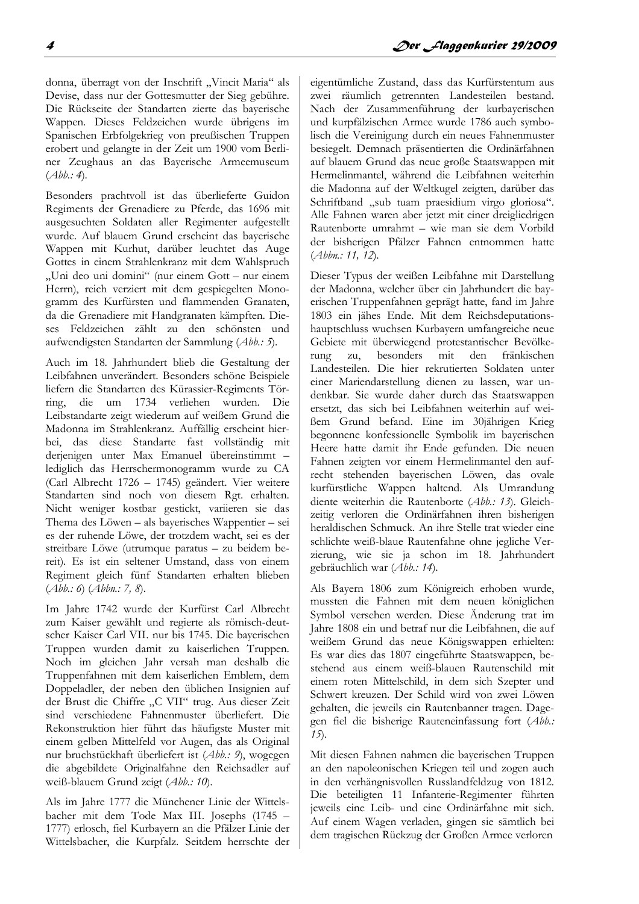donna, überragt von der Inschrift „Vincit Maria“ als Devise, dass nur der Gottesmutter der Sieg gebühre. Die Rückseite der Standarten zierte das bayerische Wappen. Dieses Feldzeichen wurde übrigens im Spanischen Erbfolgekrieg von preußischen Truppen erobert und gelangte in der Zeit um 1900 vom Berliner Zeughaus an das Bayerische Armeemuseum (*Abb.: 4*).

Besonders prachtvoll ist das überlieferte Guidon Regiments der Grenadiere zu Pferde, das 1696 mit ausgesuchten Soldaten aller Regimenter aufgestellt wurde. Auf blauem Grund erscheint das bayerische Wappen mit Kurhut, darüber leuchtet das Auge Gottes in einem Strahlenkranz mit dem Wahlspruch „Uni deo uni domini“ (nur einem Gott – nur einem Herrn), reich verziert mit dem gespiegelten Monogramm des Kurfürsten und flammenden Granaten, da die Grenadiere mit Handgranaten kämpften. Dieses Feldzeichen zählt zu den schönsten und aufwendigsten Standarten der Sammlung (*Abb.: 5*).

Auch im 18. Jahrhundert blieb die Gestaltung der Leibfahnen unverändert. Besonders schöne Beispiele liefern die Standarten des Kürassier-Regiments Törring, die um 1734 verliehen wurden. Die Leibstandarte zeigt wiederum auf weißem Grund die Madonna im Strahlenkranz. Auffällig erscheint hierbei, das diese Standarte fast vollständig mit derjenigen unter Max Emanuel übereinstimmt – lediglich das Herrschermonogramm wurde zu CA (Carl Albrecht 1726 – 1745) geändert. Vier weitere Standarten sind noch von diesem Rgt. erhalten. Nicht weniger kostbar gestickt, variieren sie das Thema des Löwen – als bayerisches Wappentier – sei es der ruhende Löwe, der trotzdem wacht, sei es der streitbare Löwe (utrumque paratus – zu beidem bereit). Es ist ein seltener Umstand, dass von einem Regiment gleich fünf Standarten erhalten blieben (*Abb.: 6*) (*Abbn.: 7, 8*).

Im Jahre 1742 wurde der Kurfürst Carl Albrecht zum Kaiser gewählt und regierte als römisch-deutscher Kaiser Carl VII. nur bis 1745. Die bayerischen Truppen wurden damit zu kaiserlichen Truppen. Noch im gleichen Jahr versah man deshalb die Truppenfahnen mit dem kaiserlichen Emblem, dem Doppeladler, der neben den üblichen Insignien auf der Brust die Chiffre „C VII“ trug. Aus dieser Zeit sind verschiedene Fahnenmuster überliefert. Die Rekonstruktion hier führt das häufigste Muster mit einem gelben Mittelfeld vor Augen, das als Original nur bruchstückhaft überliefert ist (*Abb.: 9*), wogegen die abgebildete Originalfahne den Reichsadler auf weiß-blauem Grund zeigt (*Abb.: 10*).

Als im Jahre 1777 die Münchener Linie der Wittelsbacher mit dem Tode Max III. Josephs (1745 – 1777) erlosch, fiel Kurbayern an die Pfälzer Linie der Wittelsbacher, die Kurpfalz. Seitdem herrschte der eigentümliche Zustand, dass das Kurfürstentum aus zwei räumlich getrennten Landesteilen bestand. Nach der Zusammenführung der kurbayerischen und kurpfälzischen Armee wurde 1786 auch symbolisch die Vereinigung durch ein neues Fahnenmuster besiegelt. Demnach präsentierten die Ordinärfahnen auf blauem Grund das neue große Staatswappen mit Hermelinmantel, während die Leibfahnen weiterhin die Madonna auf der Weltkugel zeigten, darüber das Schriftband „sub tuam praesidium virgo gloriosa“. Alle Fahnen waren aber jetzt mit einer dreigliedrigen Rautenborte umrahmt – wie man sie dem Vorbild der bisherigen Pfälzer Fahnen entnommen hatte (*Abbn.: 11, 12*).

Dieser Typus der weißen Leibfahne mit Darstellung der Madonna, welcher über ein Jahrhundert die bayerischen Truppenfahnen geprägt hatte, fand im Jahre 1803 ein jähes Ende. Mit dem Reichsdeputationshauptschluss wuchsen Kurbayern umfangreiche neue Gebiete mit überwiegend protestantischer Bevölkerung zu, besonders mit den fränkischen Landesteilen. Die hier rekrutierten Soldaten unter einer Mariendarstellung dienen zu lassen, war undenkbar. Sie wurde daher durch das Staatswappen ersetzt, das sich bei Leibfahnen weiterhin auf weißem Grund befand. Eine im 30jährigen Krieg begonnene konfessionelle Symbolik im bayerischen Heere hatte damit ihr Ende gefunden. Die neuen Fahnen zeigten vor einem Hermelinmantel den aufrecht stehenden bayerischen Löwen, das ovale kurfürstliche Wappen haltend. Als Umrandung diente weiterhin die Rautenborte (*Abb.: 13*). Gleichzeitig verloren die Ordinärfahnen ihren bisherigen heraldischen Schmuck. An ihre Stelle trat wieder eine schlichte weiß-blaue Rautenfahne ohne jegliche Verzierung, wie sie ja schon im 18. Jahrhundert gebräuchlich war (*Abb.: 14*).

Als Bayern 1806 zum Königreich erhoben wurde, mussten die Fahnen mit dem neuen königlichen Symbol versehen werden. Diese Änderung trat im Jahre 1808 ein und betraf nur die Leibfahnen, die auf weißem Grund das neue Königswappen erhielten: Es war dies das 1807 eingeführte Staatswappen, bestehend aus einem weiß-blauen Rautenschild mit einem roten Mittelschild, in dem sich Szepter und Schwert kreuzen. Der Schild wird von zwei Löwen gehalten, die jeweils ein Rautenbanner tragen. Dagegen fiel die bisherige Rauteneinfassung fort (*Abb.: 15*).

Mit diesen Fahnen nahmen die bayerischen Truppen an den napoleonischen Kriegen teil und zogen auch in den verhängnisvollen Russlandfeldzug von 1812. Die beteiligten 11 Infanterie-Regimenter führten jeweils eine Leib- und eine Ordinärfahne mit sich. Auf einem Wagen verladen, gingen sie sämtlich bei dem tragischen Rückzug der Großen Armee verloren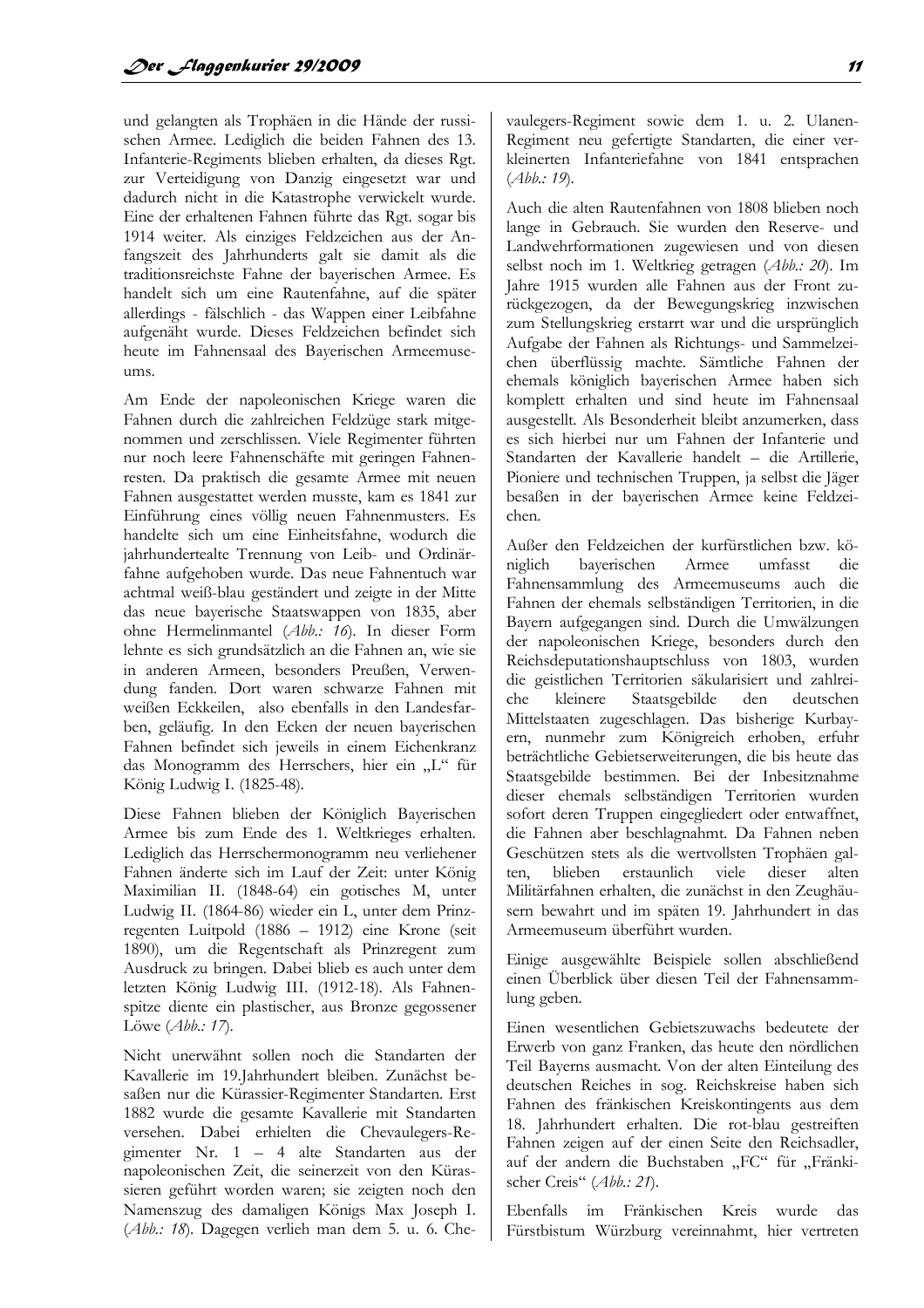und gelangten als Trophäen in die Hände der russischen Armee. Lediglich die beiden Fahnen des 13. Infanterie-Regiments blieben erhalten, da dieses Rgt. zur Verteidigung von Danzig eingesetzt war und dadurch nicht in die Katastrophe verwickelt wurde. Eine der erhaltenen Fahnen führte das Rgt. sogar bis 1914 weiter. Als einziges Feldzeichen aus der Anfangszeit des Jahrhunderts galt sie damit als die traditionsreichste Fahne der bayerischen Armee. Es handelt sich um eine Rautenfahne, auf die später allerdings - fälschlich - das Wappen einer Leibfahne aufgenäht wurde. Dieses Feldzeichen befindet sich heute im Fahnensaal des Bayerischen Armeemuseums.

Am Ende der napoleonischen Kriege waren die Fahnen durch die zahlreichen Feldzüge stark mitgenommen und zerschlissen. Viele Regimenter führten nur noch leere Fahnenschäfte mit geringen Fahnenresten. Da praktisch die gesamte Armee mit neuen Fahnen ausgestattet werden musste, kam es 1841 zur Einführung eines völlig neuen Fahnenmusters. Es handelte sich um eine Einheitsfahne, wodurch die jahrhundertealte Trennung von Leib- und Ordinärfahne aufgehoben wurde. Das neue Fahnentuch war achtmal weiß-blau geständert und zeigte in der Mitte das neue bayerische Staatswappen von 1835, aber ohne Hermelinmantel (*Abb.: 16*). In dieser Form lehnte es sich grundsätzlich an die Fahnen an, wie sie in anderen Armeen, besonders Preußen, Verwendung fanden. Dort waren schwarze Fahnen mit weißen Eckkeilen, also ebenfalls in den Landesfarben, geläufig. In den Ecken der neuen bayerischen Fahnen befindet sich jeweils in einem Eichenkranz das Monogramm des Herrschers, hier ein „L" für König Ludwig I. (1825-48).

Diese Fahnen blieben der Königlich Bayerischen Armee bis zum Ende des 1. Weltkrieges erhalten. Lediglich das Herrschermonogramm neu verliehener Fahnen änderte sich im Lauf der Zeit: unter König Maximilian II. (1848-64) ein gotisches M, unter Ludwig II. (1864-86) wieder ein L, unter dem Prinzregenten Luitpold (1886 – 1912) eine Krone (seit 1890), um die Regentschaft als Prinzregent zum Ausdruck zu bringen. Dabei blieb es auch unter dem letzten König Ludwig III. (1912-18). Als Fahnenspitze diente ein plastischer, aus Bronze gegossener Löwe (*Abb.: 17*).

Nicht unerwähnt sollen noch die Standarten der Kavallerie im 19.Jahrhundert bleiben. Zunächst besaßen nur die Kürassier-Regimenter Standarten. Erst 1882 wurde die gesamte Kavallerie mit Standarten versehen. Dabei erhielten die Chevaulegers-Regimenter Nr. 1 – 4 alte Standarten aus der napoleonischen Zeit, die seinerzeit von den Kürassieren geführt worden waren; sie zeigten noch den Namenszug des damaligen Königs Max Joseph I. (*Abb.: 18*). Dagegen verlieh man dem 5. u. 6. Chevaulegers-Regiment sowie dem 1. u. 2. Ulanen-Regiment neu gefertigte Standarten, die einer verkleinerten Infanteriefahne von 1841 entsprachen (*Abb.: 19*).

Auch die alten Rautenfahnen von 1808 blieben noch lange in Gebrauch. Sie wurden den Reserve- und Landwehrformationen zugewiesen und von diesen selbst noch im 1. Weltkrieg getragen (*Abb.: 20*). Im Jahre 1915 wurden alle Fahnen aus der Front zurückgezogen, da der Bewegungskrieg inzwischen zum Stellungskrieg erstarrt war und die ursprünglich Aufgabe der Fahnen als Richtungs- und Sammelzeichen überflüssig machte. Sämtliche Fahnen der ehemals königlich bayerischen Armee haben sich komplett erhalten und sind heute im Fahnensaal ausgestellt. Als Besonderheit bleibt anzumerken, dass es sich hierbei nur um Fahnen der Infanterie und Standarten der Kavallerie handelt – die Artillerie, Pioniere und technischen Truppen, ja selbst die Jäger besaßen in der bayerischen Armee keine Feldzeichen.

Außer den Feldzeichen der kurfürstlichen bzw. königlich bayerischen Armee umfasst die Fahnensammlung des Armeemuseums auch die Fahnen der ehemals selbständigen Territorien, in die Bayern aufgegangen sind. Durch die Umwälzungen der napoleonischen Kriege, besonders durch den Reichsdeputationshauptschluss von 1803, wurden die geistlichen Territorien säkularisiert und zahlreiche kleinere Staatsgebilde den deutschen Mittelstaaten zugeschlagen. Das bisherige Kurbayern, nunmehr zum Königreich erhoben, erfuhr beträchtliche Gebietserweiterungen, die bis heute das Staatsgebilde bestimmen. Bei der Inbesitznahme dieser ehemals selbständigen Territorien wurden sofort deren Truppen eingegliedert oder entwaffnet, die Fahnen aber beschlagnahmt. Da Fahnen neben Geschützen stets als die wertvollsten Trophäen galten, blieben erstaunlich viele dieser alten Militärfahnen erhalten, die zunächst in den Zeughäusern bewahrt und im späten 19. Jahrhundert in das Armeemuseum überführt wurden.

Einige ausgewählte Beispiele sollen abschließend einen Überblick über diesen Teil der Fahnensammlung geben.

Einen wesentlichen Gebietszuwachs bedeutete der Erwerb von ganz Franken, das heute den nördlichen Teil Bayerns ausmacht. Von der alten Einteilung des deutschen Reiches in sog. Reichskreise haben sich Fahnen des fränkischen Kreiskontingents aus dem 18. Jahrhundert erhalten. Die rot-blau gestreiften Fahnen zeigen auf der einen Seite den Reichsadler, auf der andern die Buchstaben „FC" für „Fränkischer Creis" (*Abb.: 21*).

Ebenfalls im Fränkischen Kreis wurde das Fürstbistum Würzburg vereinnahmt, hier vertreten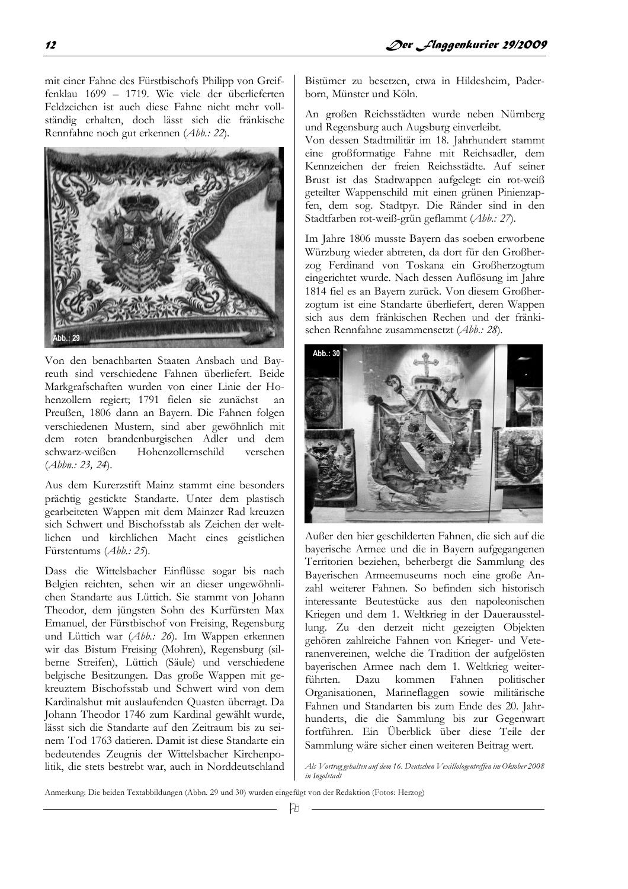mit einer Fahne des Fürstbischofs Philipp von Greiffenklau 1699 – 1719. Wie viele der überlieferten Feldzeichen ist auch diese Fahne nicht mehr vollständig erhalten, doch lässt sich die fränkische Rennfahne noch gut erkennen (*Abb.: 22*).

Abb.: 29

Von den benachbarten Staaten Ansbach und Bayreuth sind verschiedene Fahnen überliefert. Beide Markgrafschaften wurden von einer Linie der Hohenzollern regiert; 1791 fielen sie zunächst an Preußen, 1806 dann an Bayern. Die Fahnen folgen verschiedenen Mustern, sind aber gewöhnlich mit dem roten brandenburgischen Adler und dem schwarz-weißen Hohenzollernschild versehen (*Abbn.: 23, 24*).

Aus dem Kurerzstift Mainz stammt eine besonders prächtig gestickte Standarte. Unter dem plastisch gearbeiteten Wappen mit dem Mainzer Rad kreuzen sich Schwert und Bischofsstab als Zeichen der weltlichen und kirchlichen Macht eines geistlichen Fürstentums (*Abb.: 25*).

Dass die Wittelsbacher Einflüsse sogar bis nach Belgien reichten, sehen wir an dieser ungewöhnlichen Standarte aus Lüttich. Sie stammt von Johann Theodor, dem jüngsten Sohn des Kurfürsten Max Emanuel, der Fürstbischof von Freising, Regensburg und Lüttich war (*Abb.: 26*). Im Wappen erkennen wir das Bistum Freising (Mohren), Regensburg (silberne Streifen), Lüttich (Säule) und verschiedene belgische Besitzungen. Das große Wappen mit gekreuztem Bischofsstab und Schwert wird von dem Kardinalshut mit auslaufenden Quasten überragt. Da Johann Theodor 1746 zum Kardinal gewählt wurde, lässt sich die Standarte auf den Zeitraum bis zu seinem Tod 1763 datieren. Damit ist diese Standarte ein bedeutendes Zeugnis der Wittelsbacher Kirchenpolitik, die stets bestrebt war, auch in Norddeutschland Bistümer zu besetzen, etwa in Hildesheim, Paderborn, Münster und Köln.

An großen Reichsstädten wurde neben Nürnberg und Regensburg auch Augsburg einverleibt.
Von dessen Stadtmilitär im 18. Jahrhundert stammt eine großformatige Fahne mit Reichsadler, dem Kennzeichen der freien Reichsstädte. Auf seiner Brust ist das Stadtwappen aufgelegt: ein rot-weiß geteilter Wappenschild mit einen grünen Pinienzapfen, dem sog. Stadtpyr. Die Ränder sind in den Stadtfarben rot-weiß-grün geflammt (*Abb.: 27*).

Im Jahre 1806 musste Bayern das soeben erworbene Würzburg wieder abtreten, da dort für den Großherzog Ferdinand von Toskana ein Großherzogtum eingerichtet wurde. Nach dessen Auflösung im Jahre 1814 fiel es an Bayern zurück. Von diesem Großherzogtum ist eine Standarte überliefert, deren Wappen sich aus dem fränkischen Rechen und der fränkischen Rennfahne zusammensetzt (*Abb.: 28*).

Abb.: 30

Außer den hier geschilderten Fahnen, die sich auf die bayerische Armee und die in Bayern aufgegangenen Territorien beziehen, beherbergt die Sammlung des Bayerischen Armeemuseums noch eine große Anzahl weiterer Fahnen. So befinden sich historisch interessante Beutestücke aus den napoleonischen Kriegen und dem 1. Weltkrieg in der Dauerausstellung. Zu den derzeit nicht gezeigten Objekten gehören zahlreiche Fahnen von Krieger- und Veteranenvereinen, welche die Tradition der aufgelösten bayerischen Armee nach dem 1. Weltkrieg weiterführten. Dazu kommen Fahnen politischer Organisationen, Marineflaggen sowie militärische Fahnen und Standarten bis zum Ende des 20. Jahrhunderts, die die Sammlung bis zur Gegenwart fortführen. Ein Überblick über diese Teile der Sammlung wäre sicher einen weiteren Beitrag wert.

*Als Vortrag gehalten auf dem 16. Deutschen Vexillologentreffen im Oktober 2008 in Ingolstadt*

Anmerkung: Die beiden Textabbildungen (Abbn. 29 und 30) wurden eingefügt von der Redaktion (Fotos: Herzog)